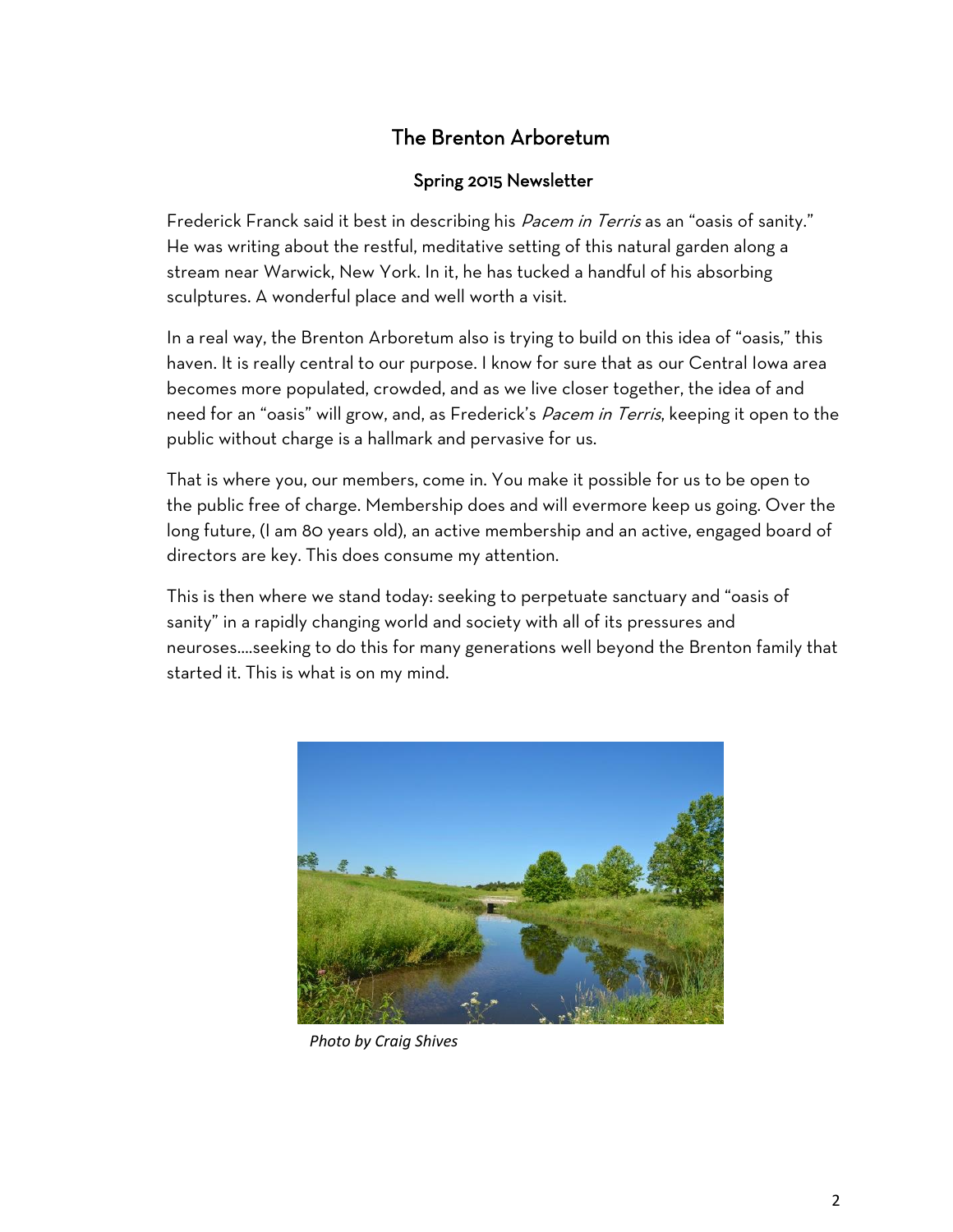# The Brenton Arboretum

## Spring 2015 Newsletter

Frederick Franck said it best in describing his *Pacem in Terris* as an "oasis of sanity." He was writing about the restful, meditative setting of this natural garden along a stream near Warwick, New York. In it, he has tucked a handful of his absorbing sculptures. A wonderful place and well worth a visit.

In a real way, the Brenton Arboretum also is trying to build on this idea of "oasis," this haven. It is really central to our purpose. I know for sure that as our Central Iowa area becomes more populated, crowded, and as we live closer together, the idea of and need for an "oasis" will grow, and, as Frederick's *Pacem in Terris*, keeping it open to the public without charge is a hallmark and pervasive for us.

That is where you, our members, come in. You make it possible for us to be open to the public free of charge. Membership does and will evermore keep us going. Over the long future, (I am 80 years old), an active membership and an active, engaged board of directors are key. This does consume my attention.

This is then where we stand today: seeking to perpetuate sanctuary and "oasis of sanity" in a rapidly changing world and society with all of its pressures and neuroses....seeking to do this for many generations well beyond the Brenton family that started it. This is what is on my mind.

*Photo by Craig Shives*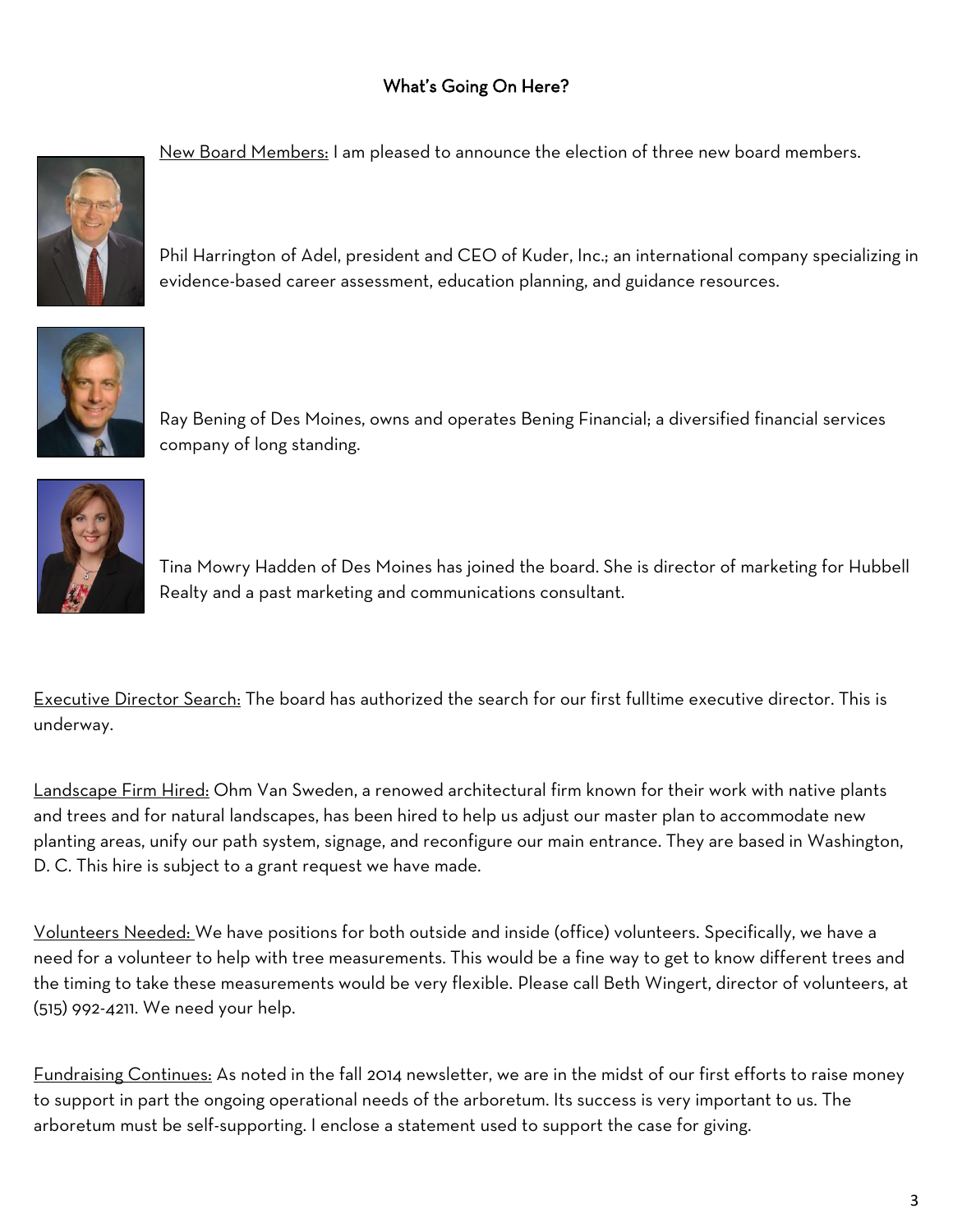## What's Going On Here?

New Board Members: I am pleased to announce the election of three new board members.

Phil Harrington of Adel, president and CEO of Kuder, Inc.; an international company specializing in evidence-based career assessment, education planning, and guidance resources.

Ray Bening of Des Moines, owns and operates Bening Financial; a diversified financial services company of long standing.

Tina Mowry Hadden of Des Moines has joined the board. She is director of marketing for Hubbell Realty and a past marketing and communications consultant.

Executive Director Search: The board has authorized the search for our first fulltime executive director. This is underway.

Landscape Firm Hired: Ohm Van Sweden, a renowed architectural firm known for their work with native plants and trees and for natural landscapes, has been hired to help us adjust our master plan to accommodate new planting areas, unify our path system, signage, and reconfigure our main entrance. They are based in Washington, D. C. This hire is subject to a grant request we have made.

Volunteers Needed: We have positions for both outside and inside (office) volunteers. Specifically, we have a need for a volunteer to help with tree measurements. This would be a fine way to get to know different trees and the timing to take these measurements would be very flexible. Please call Beth Wingert, director of volunteers, at (515) 992-4211. We need your help.

Fundraising Continues: As noted in the fall 2014 newsletter, we are in the midst of our first efforts to raise money to support in part the ongoing operational needs of the arboretum. Its success is very important to us. The arboretum must be self-supporting. I enclose a statement used to support the case for giving.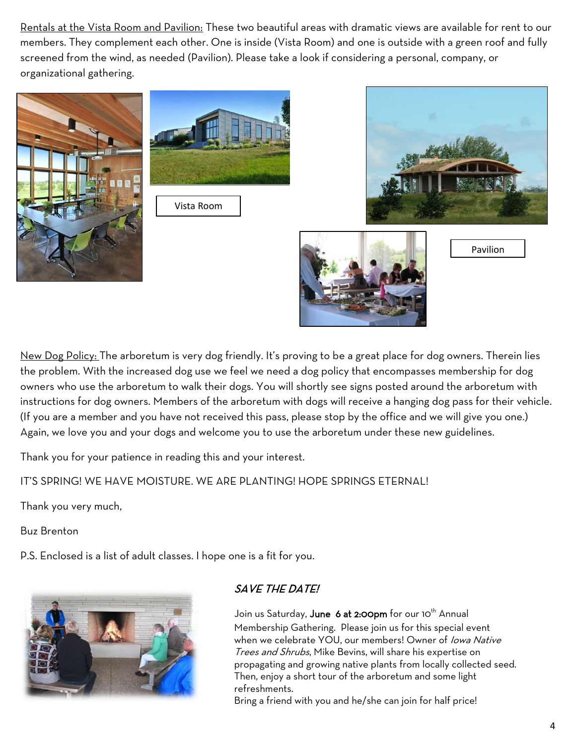Rentals at the Vista Room and Pavilion: These two beautiful areas with dramatic views are available for rent to our members. They complement each other. One is inside (Vista Room) and one is outside with a green roof and fully screened from the wind, as needed (Pavilion). Please take a look if considering a personal, company, or organizational gathering.

Vista Room

Pavilion

New Dog Policy: The arboretum is very dog friendly. It's proving to be a great place for dog owners. Therein lies the problem. With the increased dog use we feel we need a dog policy that encompasses membership for dog owners who use the arboretum to walk their dogs. You will shortly see signs posted around the arboretum with instructions for dog owners. Members of the arboretum with dogs will receive a hanging dog pass for their vehicle. (If you are a member and you have not received this pass, please stop by the office and we will give you one.) Again, we love you and your dogs and welcome you to use the arboretum under these new guidelines.

Thank you for your patience in reading this and your interest.

IT'S SPRING! WE HAVE MOISTURE. WE ARE PLANTING! HOPE SPRINGS ETERNAL!

Thank you very much,

Buz Brenton

P.S. Enclosed is a list of adult classes. I hope one is a fit for you.

### *SAVE THE DATE!*

Join us Saturday, **June 6 at 2:00pm** for our 10th Annual Membership Gathering. Please join us for this special event when we celebrate YOU, our members! Owner of *Iowa Native Trees and Shrubs*, Mike Bevins, will share his expertise on propagating and growing native plants from locally collected seed. Then, enjoy a short tour of the arboretum and some light refreshments.
Bring a friend with you and he/she can join for half price!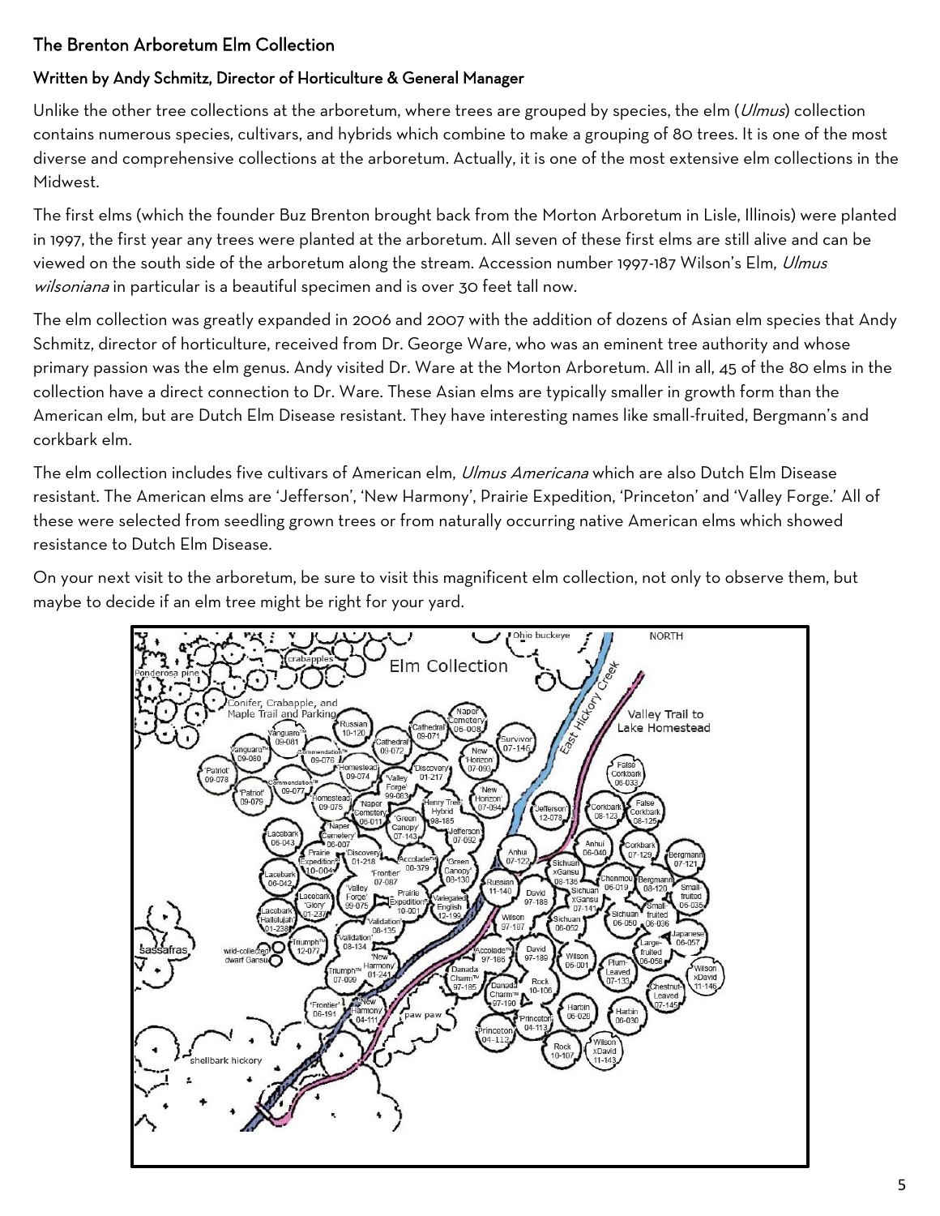## The Brenton Arboretum Elm Collection

### Written by Andy Schmitz, Director of Horticulture & General Manager

Unlike the other tree collections at the arboretum, where trees are grouped by species, the elm (*Ulmus*) collection contains numerous species, cultivars, and hybrids which combine to make a grouping of 80 trees. It is one of the most diverse and comprehensive collections at the arboretum. Actually, it is one of the most extensive elm collections in the Midwest.

The first elms (which the founder Buz Brenton brought back from the Morton Arboretum in Lisle, Illinois) were planted in 1997, the first year any trees were planted at the arboretum. All seven of these first elms are still alive and can be viewed on the south side of the arboretum along the stream. Accession number 1997-187 Wilson's Elm, *Ulmus wilsoniana* in particular is a beautiful specimen and is over 30 feet tall now.

The elm collection was greatly expanded in 2006 and 2007 with the addition of dozens of Asian elm species that Andy Schmitz, director of horticulture, received from Dr. George Ware, who was an eminent tree authority and whose primary passion was the elm genus. Andy visited Dr. Ware at the Morton Arboretum. All in all, 45 of the 80 elms in the collection have a direct connection to Dr. Ware. These Asian elms are typically smaller in growth form than the American elm, but are Dutch Elm Disease resistant. They have interesting names like small-fruited, Bergmann's and corkbark elm.

The elm collection includes five cultivars of American elm, *Ulmus Americana* which are also Dutch Elm Disease resistant. The American elms are 'Jefferson', 'New Harmony', Prairie Expedition, 'Princeton' and 'Valley Forge.' All of these were selected from seedling grown trees or from naturally occurring native American elms which showed resistance to Dutch Elm Disease.

On your next visit to the arboretum, be sure to visit this magnificent elm collection, not only to observe them, but maybe to decide if an elm tree might be right for your yard.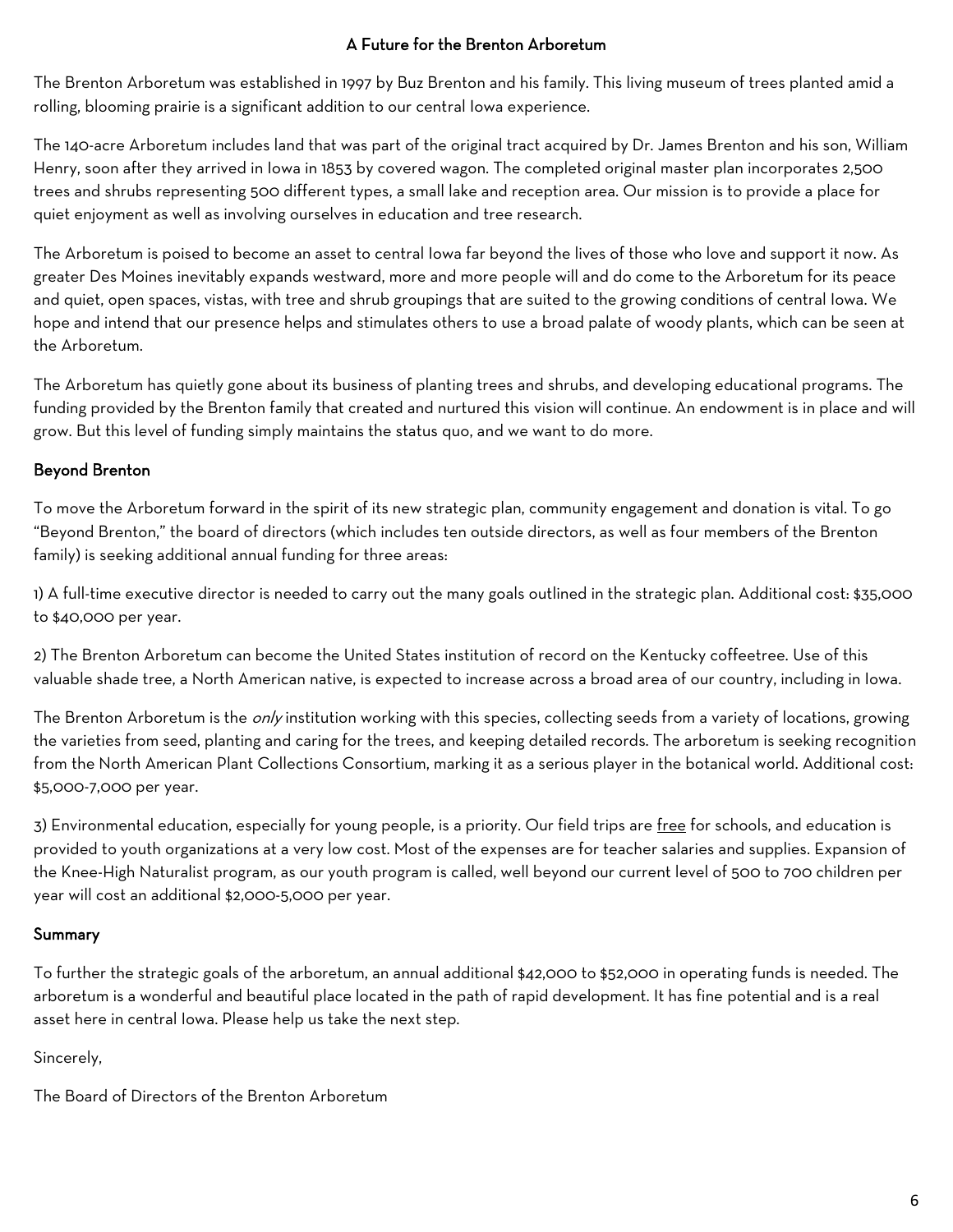## A Future for the Brenton Arboretum

The Brenton Arboretum was established in 1997 by Buz Brenton and his family. This living museum of trees planted amid a rolling, blooming prairie is a significant addition to our central Iowa experience.

The 140-acre Arboretum includes land that was part of the original tract acquired by Dr. James Brenton and his son, William Henry, soon after they arrived in Iowa in 1853 by covered wagon. The completed original master plan incorporates 2,500 trees and shrubs representing 500 different types, a small lake and reception area. Our mission is to provide a place for quiet enjoyment as well as involving ourselves in education and tree research.

The Arboretum is poised to become an asset to central Iowa far beyond the lives of those who love and support it now. As greater Des Moines inevitably expands westward, more and more people will and do come to the Arboretum for its peace and quiet, open spaces, vistas, with tree and shrub groupings that are suited to the growing conditions of central Iowa. We hope and intend that our presence helps and stimulates others to use a broad palate of woody plants, which can be seen at the Arboretum.

The Arboretum has quietly gone about its business of planting trees and shrubs, and developing educational programs. The funding provided by the Brenton family that created and nurtured this vision will continue. An endowment is in place and will grow. But this level of funding simply maintains the status quo, and we want to do more.

### Beyond Brenton

To move the Arboretum forward in the spirit of its new strategic plan, community engagement and donation is vital. To go "Beyond Brenton," the board of directors (which includes ten outside directors, as well as four members of the Brenton family) is seeking additional annual funding for three areas:

1) A full-time executive director is needed to carry out the many goals outlined in the strategic plan. Additional cost: $35,000 to $40,000 per year.

2) The Brenton Arboretum can become the United States institution of record on the Kentucky coffeetree. Use of this valuable shade tree, a North American native, is expected to increase across a broad area of our country, including in Iowa.

The Brenton Arboretum is the *only* institution working with this species, collecting seeds from a variety of locations, growing the varieties from seed, planting and caring for the trees, and keeping detailed records. The arboretum is seeking recognition from the North American Plant Collections Consortium, marking it as a serious player in the botanical world. Additional cost: $5,000-7,000 per year.

3) Environmental education, especially for young people, is a priority. Our field trips are free for schools, and education is provided to youth organizations at a very low cost. Most of the expenses are for teacher salaries and supplies. Expansion of the Knee-High Naturalist program, as our youth program is called, well beyond our current level of 500 to 700 children per year will cost an additional $2,000-5,000 per year.

### Summary

To further the strategic goals of the arboretum, an annual additional $42,000 to $52,000 in operating funds is needed. The arboretum is a wonderful and beautiful place located in the path of rapid development. It has fine potential and is a real asset here in central Iowa. Please help us take the next step.

Sincerely,

The Board of Directors of the Brenton Arboretum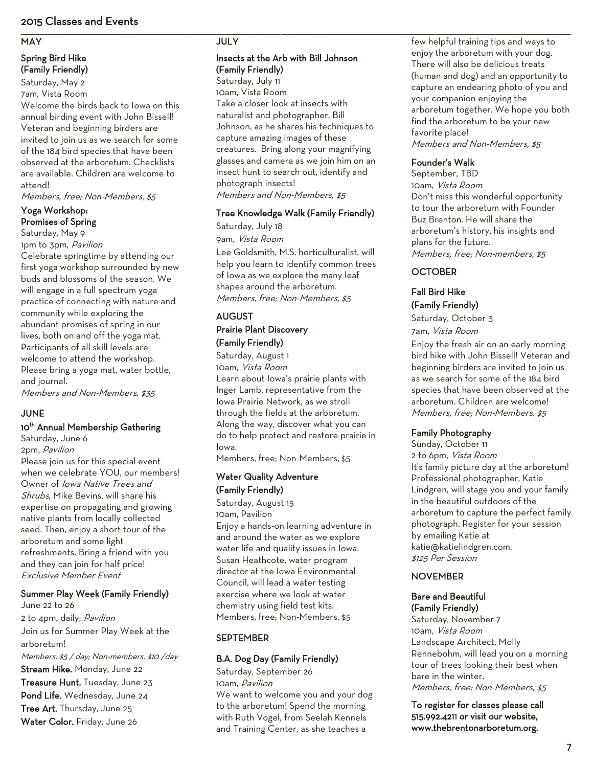# 2015 Classes and Events

## MAY

### Spring Bird Hike (Family Friendly)

Saturday, May 2
7am, Vista Room
Welcome the birds back to Iowa on this annual birding event with John Bissell! Veteran and beginning birders are invited to join us as we search for some of the 184 bird species that have been observed at the arboretum. Checklists are available. Children are welcome to attend!
*Members, free; Non-Members, $5*

### Yoga Workshop: Promises of Spring

Saturday, May 9
1pm to 3pm, *Pavilion*
Celebrate springtime by attending our first yoga workshop surrounded by new buds and blossoms of the season. We will engage in a full spectrum yoga practice of connecting with nature and community while exploring the abundant promises of spring in our lives, both on and off the yoga mat. Participants of all skill levels are welcome to attend the workshop. Please bring a yoga mat, water bottle, and journal.
*Members and Non-Members, $35*

## JUNE

### 10th Annual Membership Gathering

Saturday, June 6
2pm, *Pavilion*
Please join us for this special event when we celebrate YOU, our members! Owner of *Iowa Native Trees and Shrubs*, Mike Bevins, will share his expertise on propagating and growing native plants from locally collected seed. Then, enjoy a short tour of the arboretum and some light refreshments. Bring a friend with you and they can join for half price!
*Exclusive Member Event*

### Summer Play Week (Family Friendly)

June 22 to 26
2 to 4pm, daily; *Pavilion*
Join us for Summer Play Week at the arboretum!
*Members, $5 / day; Non-members, $10 /day*

**Stream Hike.** Monday, June 22
**Treasure Hunt.** Tuesday, June 23
**Pond Life.** Wednesday, June 24
**Tree Art.** Thursday, June 25
**Water Color.** Friday, June 26

## JULY

### Insects at the Arb with Bill Johnson (Family Friendly)

Saturday, July 11
10am, Vista Room
Take a closer look at insects with naturalist and photographer, Bill Johnson, as he shares his techniques to capture amazing images of these creatures. Bring along your magnifying glasses and camera as we join him on an insect hunt to search out, identify and photograph insects!
*Members and Non-Members, $5*

### Tree Knowledge Walk (Family Friendly)

Saturday, July 18
9am, *Vista Room*
Lee Goldsmith, M.S. horticulturalist, will help you learn to identify common trees of Iowa as we explore the many leaf shapes around the arboretum.
*Members, free; Non-Members, $5*

## AUGUST

### Prairie Plant Discovery (Family Friendly)

Saturday, August 1
10am, *Vista Room*
Learn about Iowa's prairie plants with Inger Lamb, representative from the Iowa Prairie Network, as we stroll through the fields at the arboretum. Along the way, discover what you can do to help protect and restore prairie in Iowa.
Members, free; Non-Members, $5

### Water Quality Adventure (Family Friendly)

Saturday, August 15
10am, Pavilion
Enjoy a hands-on learning adventure in and around the water as we explore water life and quality issues in Iowa. Susan Heathcote, water program director at the Iowa Environmental Council, will lead a water testing exercise where we look at water chemistry using field test kits.
Members, free; Non-Members, $5

## SEPTEMBER

### B.A. Dog Day (Family Friendly)

Saturday, September 26
10am, *Pavilion*
We want to welcome you and your dog to the arboretum! Spend the morning with Ruth Vogel, from Seelah Kennels and Training Center, as she teaches a few helpful training tips and ways to enjoy the arboretum with your dog. There will also be delicious treats (human and dog) and an opportunity to capture an endearing photo of you and your companion enjoying the arboretum together. We hope you both find the arboretum to be your new favorite place!
*Members and Non-Members, $5*

### Founder's Walk

September, TBD
10am, *Vista Room*
Don't miss this wonderful opportunity to tour the arboretum with Founder Buz Brenton. He will share the arboretum's history, his insights and plans for the future.
*Members, free; Non-members, $5*

## OCTOBER

### Fall Bird Hike (Family Friendly)

Saturday, October 3
7am, *Vista Room*
Enjoy the fresh air on an early morning bird hike with John Bissell! Veteran and beginning birders are invited to join us as we search for some of the 184 bird species that have been observed at the arboretum. Children are welcome!
*Members, free; Non-Members, $5*

### Family Photography

Sunday, October 11
2 to 6pm, *Vista Room*
It's family picture day at the arboretum! Professional photographer, Katie Lindgren, will stage you and your family in the beautiful outdoors of the arboretum to capture the perfect family photograph. Register for your session by emailing Katie at katie@katielindgren.com.
*$125 Per Session*

## NOVEMBER

### Bare and Beautiful (Family Friendly)

Saturday, November 7
10am, *Vista Room*
Landscape Architect, Molly Rennebohm, will lead you on a morning tour of trees looking their best when bare in the winter.
*Members, free; Non-Members, $5*

**To register for classes please call 515.992.4211 or visit our website, www.thebrentonarboretum.org.**